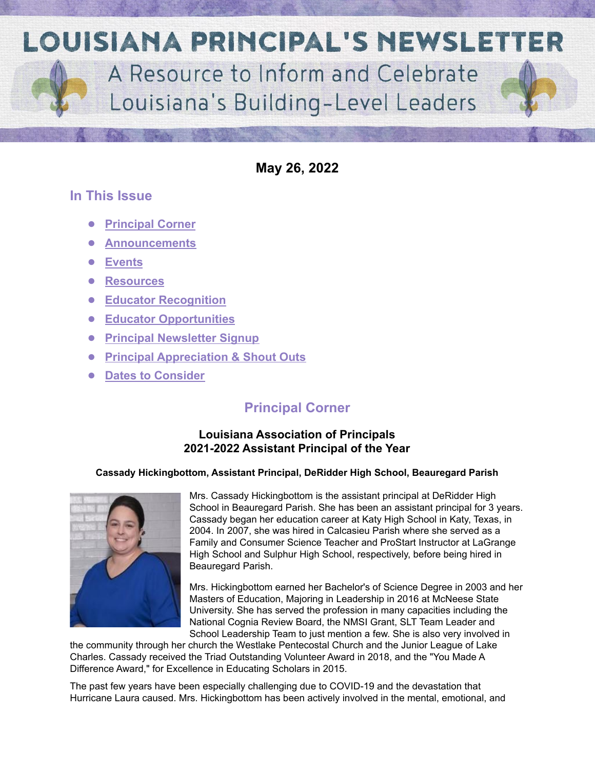# LOUISIANA PRINCIPAL'S NEWSLETTER

A Resource to Inform and Celebrate Louisiana's Building-Level Leaders

**May 26, 2022**

## In This Issue

- Principal Corner
- Announcements
- Events
- Resources
- Educator Recognition
- Educator Opportunities
- Principal Newsletter Signup
- Principal Appreciation & Shout Outs
- Dates to Consider

## Principal Corner

### Louisiana Association of Principals 2021-2022 Assistant Principal of the Year

**Cassady Hickingbottom, Assistant Principal, DeRidder High School, Beauregard Parish**

Mrs. Cassady Hickingbottom is the assistant principal at DeRidder High School in Beauregard Parish. She has been an assistant principal for 3 years. Cassady began her education career at Katy High School in Katy, Texas, in 2004. In 2007, she was hired in Calcasieu Parish where she served as a Family and Consumer Science Teacher and ProStart Instructor at LaGrange High School and Sulphur High School, respectively, before being hired in Beauregard Parish.

Mrs. Hickingbottom earned her Bachelor's of Science Degree in 2003 and her Masters of Education, Majoring in Leadership in 2016 at McNeese State University. She has served the profession in many capacities including the National Cognia Review Board, the NMSI Grant, SLT Team Leader and School Leadership Team to just mention a few. She is also very involved in the community through her church the Westlake Pentecostal Church and the Junior League of Lake Charles. Cassady received the Triad Outstanding Volunteer Award in 2018, and the "You Made A Difference Award," for Excellence in Educating Scholars in 2015.

The past few years have been especially challenging due to COVID-19 and the devastation that Hurricane Laura caused. Mrs. Hickingbottom has been actively involved in the mental, emotional, and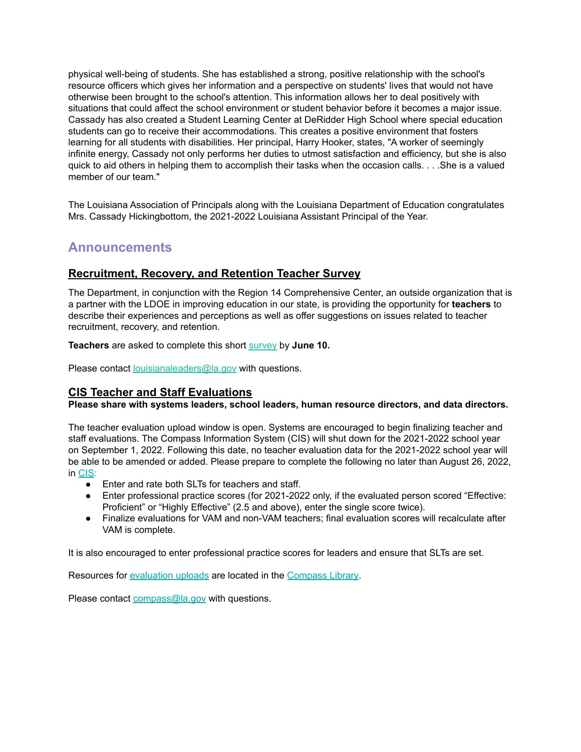physical well-being of students. She has established a strong, positive relationship with the school's resource officers which gives her information and a perspective on students' lives that would not have otherwise been brought to the school's attention. This information allows her to deal positively with situations that could affect the school environment or student behavior before it becomes a major issue. Cassady has also created a Student Learning Center at DeRidder High School where special education students can go to receive their accommodations. This creates a positive environment that fosters learning for all students with disabilities. Her principal, Harry Hooker, states, "A worker of seemingly infinite energy, Cassady not only performs her duties to utmost satisfaction and efficiency, but she is also quick to aid others in helping them to accomplish their tasks when the occasion calls. . . .She is a valued member of our team."

The Louisiana Association of Principals along with the Louisiana Department of Education congratulates Mrs. Cassady Hickingbottom, the 2021-2022 Louisiana Assistant Principal of the Year.

## Announcements

### Recruitment, Recovery, and Retention Teacher Survey

The Department, in conjunction with the Region 14 Comprehensive Center, an outside organization that is a partner with the LDOE in improving education in our state, is providing the opportunity for **teachers** to describe their experiences and perceptions as well as offer suggestions on issues related to teacher recruitment, recovery, and retention.

**Teachers** are asked to complete this short survey by **June 10.**

Please contact louisianaleaders@la.gov with questions.

### CIS Teacher and Staff Evaluations

**Please share with systems leaders, school leaders, human resource directors, and data directors.**

The teacher evaluation upload window is open. Systems are encouraged to begin finalizing teacher and staff evaluations. The Compass Information System (CIS) will shut down for the 2021-2022 school year on September 1, 2022. Following this date, no teacher evaluation data for the 2021-2022 school year will be able to be amended or added. Please prepare to complete the following no later than August 26, 2022, in CIS:

- Enter and rate both SLTs for teachers and staff.
- Enter professional practice scores (for 2021-2022 only, if the evaluated person scored "Effective: Proficient" or "Highly Effective" (2.5 and above), enter the single score twice).
- Finalize evaluations for VAM and non-VAM teachers; final evaluation scores will recalculate after VAM is complete.

It is also encouraged to enter professional practice scores for leaders and ensure that SLTs are set.

Resources for evaluation uploads are located in the Compass Library.

Please contact compass@la.gov with questions.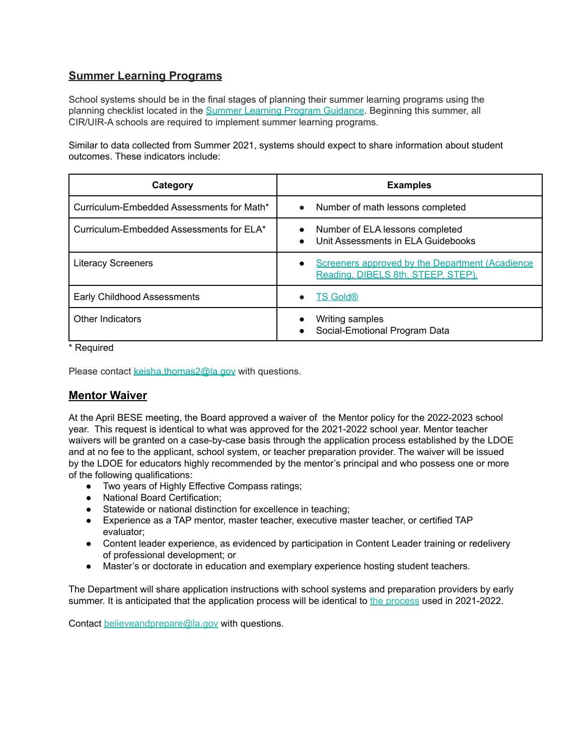## Summer Learning Programs

School systems should be in the final stages of planning their summer learning programs using the planning checklist located in the Summer Learning Program Guidance. Beginning this summer, all CIR/UIR-A schools are required to implement summer learning programs.

Similar to data collected from Summer 2021, systems should expect to share information about student outcomes. These indicators include:

| Category | Examples |
|---|---|
| Curriculum-Embedded Assessments for Math* | • Number of math lessons completed |
| Curriculum-Embedded Assessments for ELA* | • Number of ELA lessons completed<br>• Unit Assessments in ELA Guidebooks |
| Literacy Screeners | • Screeners approved by the Department (Acadience Reading, DIBELS 8th, STEEP, STEP). |
| Early Childhood Assessments | • TS Gold® |
| Other Indicators | • Writing samples<br>• Social-Emotional Program Data |

* Required

Please contact keisha.thomas2@la.gov with questions.

## Mentor Waiver

At the April BESE meeting, the Board approved a waiver of the Mentor policy for the 2022-2023 school year. This request is identical to what was approved for the 2021-2022 school year. Mentor teacher waivers will be granted on a case-by-case basis through the application process established by the LDOE and at no fee to the applicant, school system, or teacher preparation provider. The waiver will be issued by the LDOE for educators highly recommended by the mentor's principal and who possess one or more of the following qualifications:

- Two years of Highly Effective Compass ratings;
- National Board Certification;
- Statewide or national distinction for excellence in teaching;
- Experience as a TAP mentor, master teacher, executive master teacher, or certified TAP evaluator;
- Content leader experience, as evidenced by participation in Content Leader training or redelivery of professional development; or
- Master's or doctorate in education and exemplary experience hosting student teachers.

The Department will share application instructions with school systems and preparation providers by early summer. It is anticipated that the application process will be identical to the process used in 2021-2022.

Contact believeandprepare@la.gov with questions.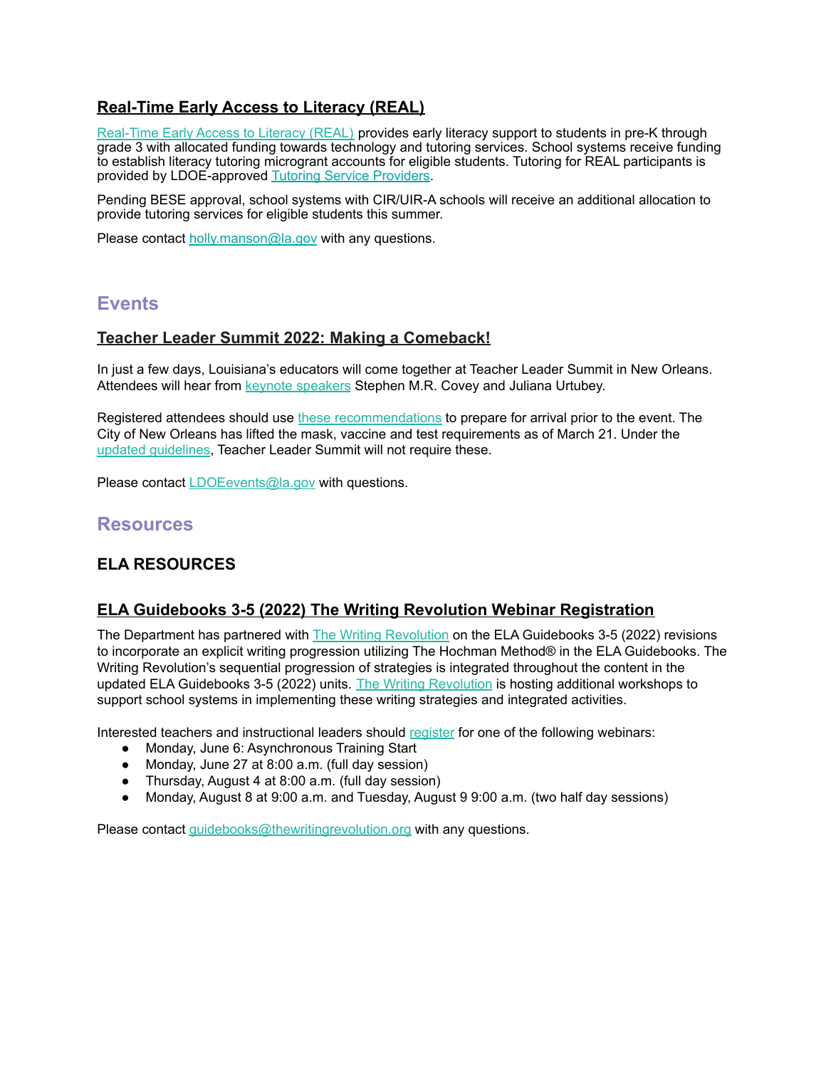### Real-Time Early Access to Literacy (REAL)

Real-Time Early Access to Literacy (REAL) provides early literacy support to students in pre-K through grade 3 with allocated funding towards technology and tutoring services. School systems receive funding to establish literacy tutoring microgrant accounts for eligible students. Tutoring for REAL participants is provided by LDOE-approved Tutoring Service Providers.

Pending BESE approval, school systems with CIR/UIR-A schools will receive an additional allocation to provide tutoring services for eligible students this summer.

Please contact holly.manson@la.gov with any questions.

## Events

### Teacher Leader Summit 2022: Making a Comeback!

In just a few days, Louisiana's educators will come together at Teacher Leader Summit in New Orleans. Attendees will hear from keynote speakers Stephen M.R. Covey and Juliana Urtubey.

Registered attendees should use these recommendations to prepare for arrival prior to the event. The City of New Orleans has lifted the mask, vaccine and test requirements as of March 21. Under the updated guidelines, Teacher Leader Summit will not require these.

Please contact LDOEevents@la.gov with questions.

## Resources

### ELA RESOURCES

### ELA Guidebooks 3-5 (2022) The Writing Revolution Webinar Registration

The Department has partnered with The Writing Revolution on the ELA Guidebooks 3-5 (2022) revisions to incorporate an explicit writing progression utilizing The Hochman Method® in the ELA Guidebooks. The Writing Revolution's sequential progression of strategies is integrated throughout the content in the updated ELA Guidebooks 3-5 (2022) units. The Writing Revolution is hosting additional workshops to support school systems in implementing these writing strategies and integrated activities.

Interested teachers and instructional leaders should register for one of the following webinars:

- Monday, June 6: Asynchronous Training Start
- Monday, June 27 at 8:00 a.m. (full day session)
- Thursday, August 4 at 8:00 a.m. (full day session)
- Monday, August 8 at 9:00 a.m. and Tuesday, August 9 9:00 a.m. (two half day sessions)

Please contact guidebooks@thewritingrevolution.org with any questions.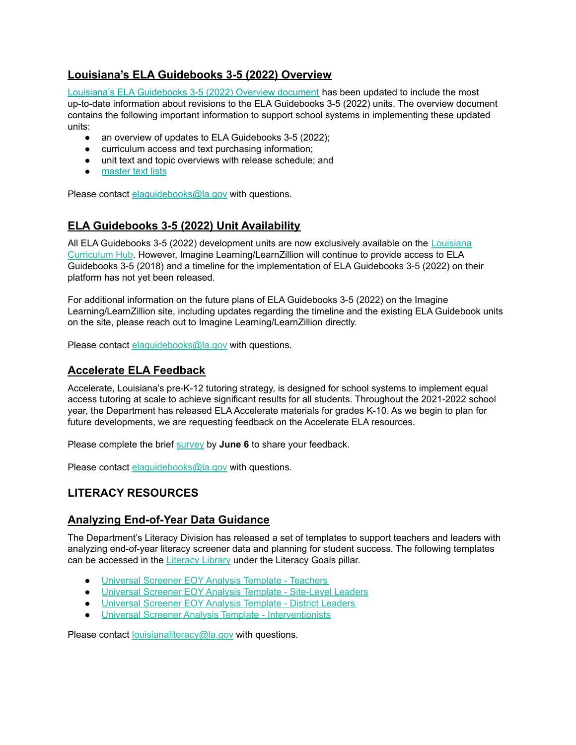## Louisiana's ELA Guidebooks 3-5 (2022) Overview

Louisiana's ELA Guidebooks 3-5 (2022) Overview document has been updated to include the most up-to-date information about revisions to the ELA Guidebooks 3-5 (2022) units. The overview document contains the following important information to support school systems in implementing these updated units:

- an overview of updates to ELA Guidebooks 3-5 (2022);
- curriculum access and text purchasing information;
- unit text and topic overviews with release schedule; and
- master text lists

Please contact elaguidebooks@la.gov with questions.

## ELA Guidebooks 3-5 (2022) Unit Availability

All ELA Guidebooks 3-5 (2022) development units are now exclusively available on the Louisiana Curriculum Hub. However, Imagine Learning/LearnZillion will continue to provide access to ELA Guidebooks 3-5 (2018) and a timeline for the implementation of ELA Guidebooks 3-5 (2022) on their platform has not yet been released.

For additional information on the future plans of ELA Guidebooks 3-5 (2022) on the Imagine Learning/LearnZillion site, including updates regarding the timeline and the existing ELA Guidebook units on the site, please reach out to Imagine Learning/LearnZillion directly.

Please contact elaguidebooks@la.gov with questions.

## Accelerate ELA Feedback

Accelerate, Louisiana's pre-K-12 tutoring strategy, is designed for school systems to implement equal access tutoring at scale to achieve significant results for all students. Throughout the 2021-2022 school year, the Department has released ELA Accelerate materials for grades K-10. As we begin to plan for future developments, we are requesting feedback on the Accelerate ELA resources.

Please complete the brief survey by **June 6** to share your feedback.

Please contact elaguidebooks@la.gov with questions.

# LITERACY RESOURCES

## Analyzing End-of-Year Data Guidance

The Department's Literacy Division has released a set of templates to support teachers and leaders with analyzing end-of-year literacy screener data and planning for student success. The following templates can be accessed in the Literacy Library under the Literacy Goals pillar.

- Universal Screener EOY Analysis Template - Teachers
- Universal Screener EOY Analysis Template - Site-Level Leaders
- Universal Screener EOY Analysis Template - District Leaders
- Universal Screener Analysis Template - Interventionists

Please contact louisianaliteracy@la.gov with questions.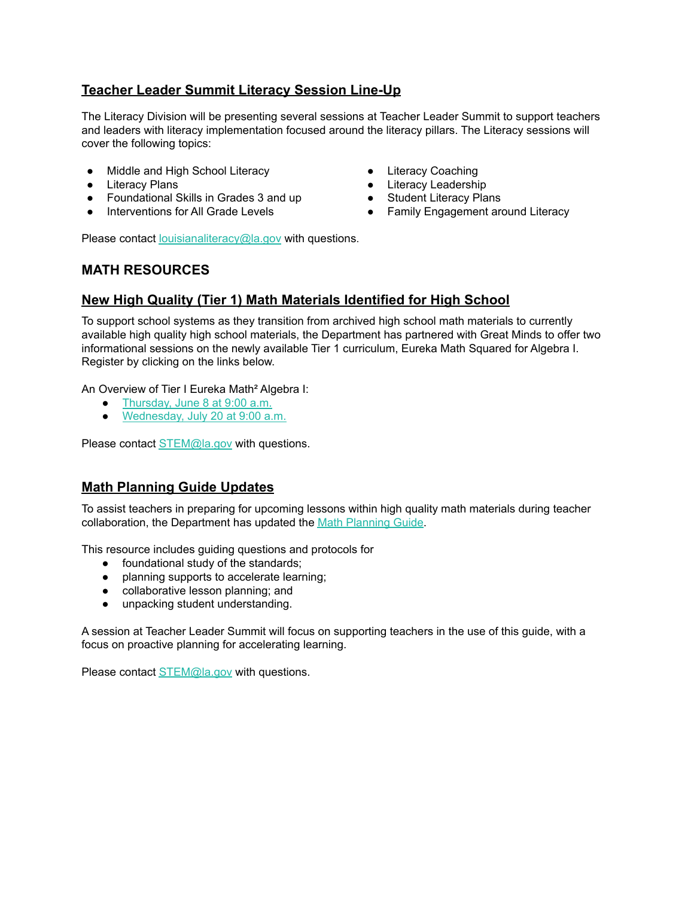## **Teacher Leader Summit Literacy Session Line-Up**

The Literacy Division will be presenting several sessions at Teacher Leader Summit to support teachers and leaders with literacy implementation focused around the literacy pillars. The Literacy sessions will cover the following topics:

- Middle and High School Literacy
- Literacy Plans
- Foundational Skills in Grades 3 and up
- Interventions for All Grade Levels
- Literacy Coaching
- Literacy Leadership
- Student Literacy Plans
- Family Engagement around Literacy

Please contact louisianaliteracy@la.gov with questions.

# MATH RESOURCES

## **New High Quality (Tier 1) Math Materials Identified for High School**

To support school systems as they transition from archived high school math materials to currently available high quality high school materials, the Department has partnered with Great Minds to offer two informational sessions on the newly available Tier 1 curriculum, Eureka Math Squared for Algebra I. Register by clicking on the links below.

An Overview of Tier I Eureka Math$^2$ Algebra I:

- Thursday, June 8 at 9:00 a.m.
- Wednesday, July 20 at 9:00 a.m.

Please contact STEM@la.gov with questions.

## **Math Planning Guide Updates**

To assist teachers in preparing for upcoming lessons within high quality math materials during teacher collaboration, the Department has updated the Math Planning Guide.

This resource includes guiding questions and protocols for

- foundational study of the standards;
- planning supports to accelerate learning;
- collaborative lesson planning; and
- unpacking student understanding.

A session at Teacher Leader Summit will focus on supporting teachers in the use of this guide, with a focus on proactive planning for accelerating learning.

Please contact STEM@la.gov with questions.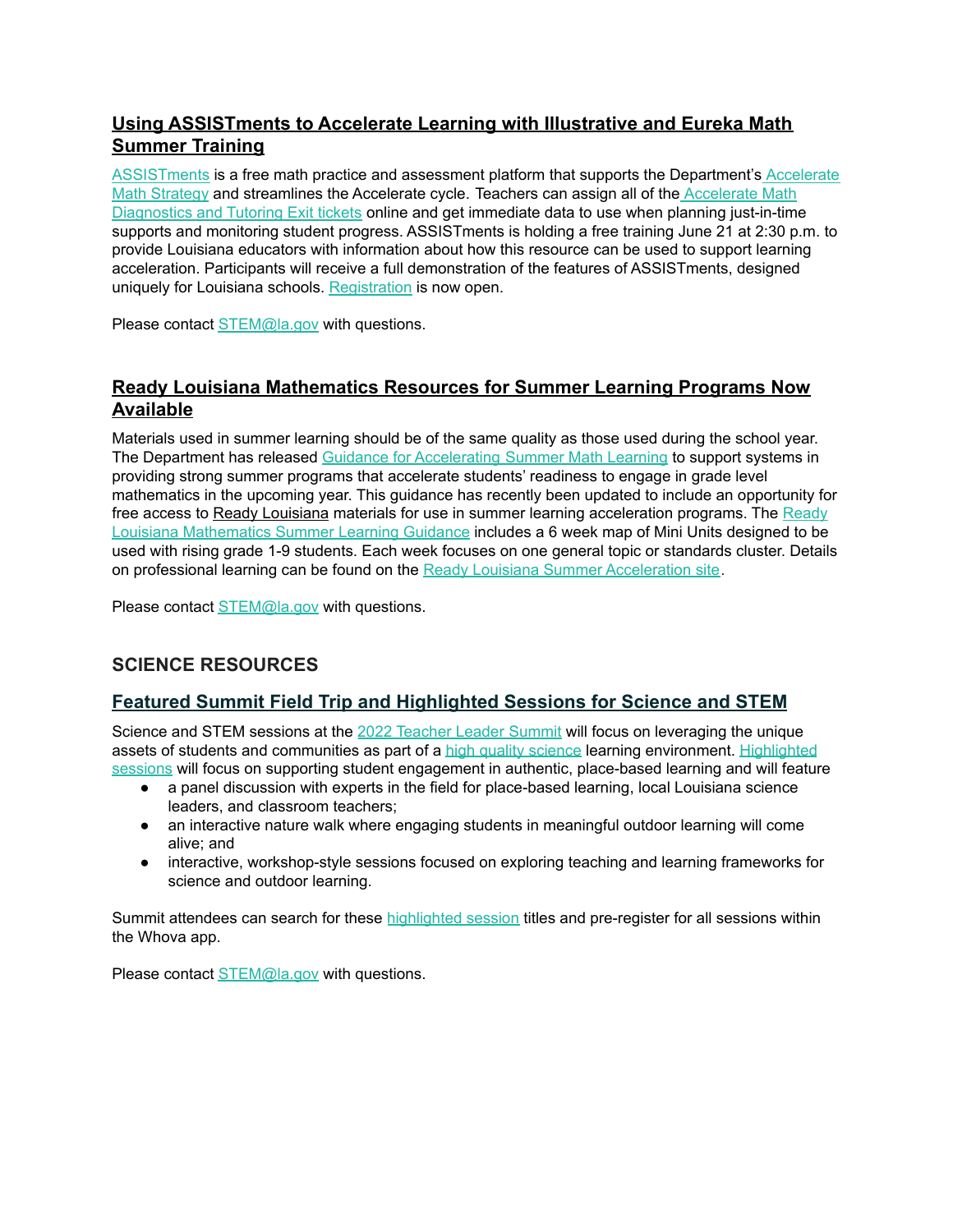## Using ASSISTments to Accelerate Learning with Illustrative and Eureka Math Summer Training

ASSISTments is a free math practice and assessment platform that supports the Department's Accelerate Math Strategy and streamlines the Accelerate cycle. Teachers can assign all of the Accelerate Math Diagnostics and Tutoring Exit tickets online and get immediate data to use when planning just-in-time supports and monitoring student progress. ASSISTments is holding a free training June 21 at 2:30 p.m. to provide Louisiana educators with information about how this resource can be used to support learning acceleration. Participants will receive a full demonstration of the features of ASSISTments, designed uniquely for Louisiana schools. Registration is now open.

Please contact STEM@la.gov with questions.

## Ready Louisiana Mathematics Resources for Summer Learning Programs Now Available

Materials used in summer learning should be of the same quality as those used during the school year. The Department has released Guidance for Accelerating Summer Math Learning to support systems in providing strong summer programs that accelerate students' readiness to engage in grade level mathematics in the upcoming year. This guidance has recently been updated to include an opportunity for free access to Ready Louisiana materials for use in summer learning acceleration programs. The Ready Louisiana Mathematics Summer Learning Guidance includes a 6 week map of Mini Units designed to be used with rising grade 1-9 students. Each week focuses on one general topic or standards cluster. Details on professional learning can be found on the Ready Louisiana Summer Acceleration site.

Please contact STEM@la.gov with questions.

# SCIENCE RESOURCES

## Featured Summit Field Trip and Highlighted Sessions for Science and STEM

Science and STEM sessions at the 2022 Teacher Leader Summit will focus on leveraging the unique assets of students and communities as part of a high quality science learning environment. Highlighted sessions will focus on supporting student engagement in authentic, place-based learning and will feature

- a panel discussion with experts in the field for place-based learning, local Louisiana science leaders, and classroom teachers;
- an interactive nature walk where engaging students in meaningful outdoor learning will come alive; and
- interactive, workshop-style sessions focused on exploring teaching and learning frameworks for science and outdoor learning.

Summit attendees can search for these highlighted session titles and pre-register for all sessions within the Whova app.

Please contact STEM@la.gov with questions.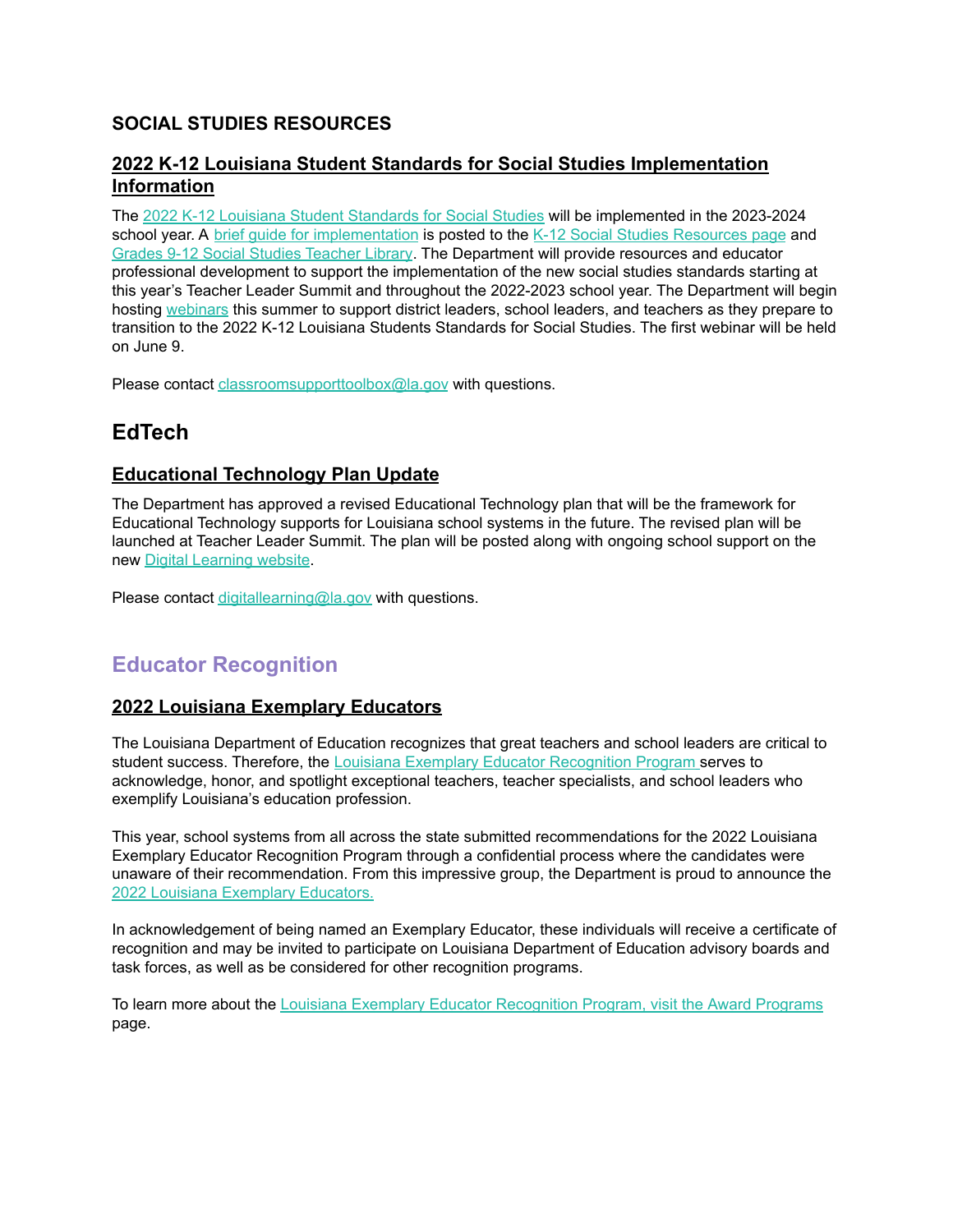### SOCIAL STUDIES RESOURCES

### 2022 K-12 Louisiana Student Standards for Social Studies Implementation Information

The 2022 K-12 Louisiana Student Standards for Social Studies will be implemented in the 2023-2024 school year. A brief guide for implementation is posted to the K-12 Social Studies Resources page and Grades 9-12 Social Studies Teacher Library. The Department will provide resources and educator professional development to support the implementation of the new social studies standards starting at this year's Teacher Leader Summit and throughout the 2022-2023 school year. The Department will begin hosting webinars this summer to support district leaders, school leaders, and teachers as they prepare to transition to the 2022 K-12 Louisiana Students Standards for Social Studies. The first webinar will be held on June 9.

Please contact classroomsupporttoolbox@la.gov with questions.

## EdTech

### Educational Technology Plan Update

The Department has approved a revised Educational Technology plan that will be the framework for Educational Technology supports for Louisiana school systems in the future. The revised plan will be launched at Teacher Leader Summit. The plan will be posted along with ongoing school support on the new Digital Learning website.

Please contact digitallearning@la.gov with questions.

## Educator Recognition

### 2022 Louisiana Exemplary Educators

The Louisiana Department of Education recognizes that great teachers and school leaders are critical to student success. Therefore, the Louisiana Exemplary Educator Recognition Program serves to acknowledge, honor, and spotlight exceptional teachers, teacher specialists, and school leaders who exemplify Louisiana's education profession.

This year, school systems from all across the state submitted recommendations for the 2022 Louisiana Exemplary Educator Recognition Program through a confidential process where the candidates were unaware of their recommendation. From this impressive group, the Department is proud to announce the 2022 Louisiana Exemplary Educators.

In acknowledgement of being named an Exemplary Educator, these individuals will receive a certificate of recognition and may be invited to participate on Louisiana Department of Education advisory boards and task forces, as well as be considered for other recognition programs.

To learn more about the Louisiana Exemplary Educator Recognition Program, visit the Award Programs page.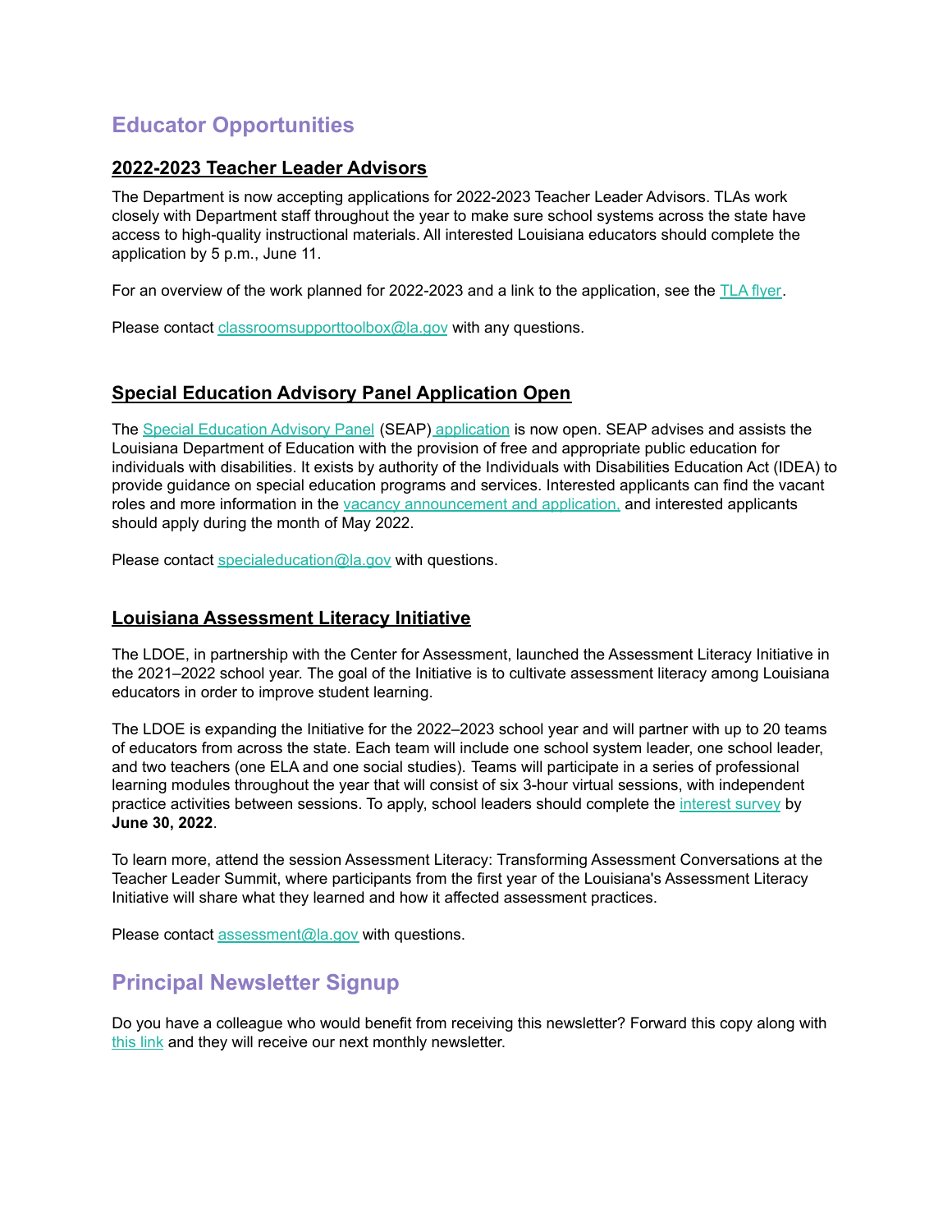## Educator Opportunities

### 2022-2023 Teacher Leader Advisors

The Department is now accepting applications for 2022-2023 Teacher Leader Advisors. TLAs work closely with Department staff throughout the year to make sure school systems across the state have access to high-quality instructional materials. All interested Louisiana educators should complete the application by 5 p.m., June 11.

For an overview of the work planned for 2022-2023 and a link to the application, see the TLA flyer.

Please contact classroomsupporttoolbox@la.gov with any questions.

### Special Education Advisory Panel Application Open

The Special Education Advisory Panel (SEAP) application is now open. SEAP advises and assists the Louisiana Department of Education with the provision of free and appropriate public education for individuals with disabilities. It exists by authority of the Individuals with Disabilities Education Act (IDEA) to provide guidance on special education programs and services. Interested applicants can find the vacant roles and more information in the vacancy announcement and application, and interested applicants should apply during the month of May 2022.

Please contact specialeducation@la.gov with questions.

### Louisiana Assessment Literacy Initiative

The LDOE, in partnership with the Center for Assessment, launched the Assessment Literacy Initiative in the 2021–2022 school year. The goal of the Initiative is to cultivate assessment literacy among Louisiana educators in order to improve student learning.

The LDOE is expanding the Initiative for the 2022–2023 school year and will partner with up to 20 teams of educators from across the state. Each team will include one school system leader, one school leader, and two teachers (one ELA and one social studies). Teams will participate in a series of professional learning modules throughout the year that will consist of six 3-hour virtual sessions, with independent practice activities between sessions. To apply, school leaders should complete the interest survey by **June 30, 2022**.

To learn more, attend the session Assessment Literacy: Transforming Assessment Conversations at the Teacher Leader Summit, where participants from the first year of the Louisiana's Assessment Literacy Initiative will share what they learned and how it affected assessment practices.

Please contact assessment@la.gov with questions.

## Principal Newsletter Signup

Do you have a colleague who would benefit from receiving this newsletter? Forward this copy along with this link and they will receive our next monthly newsletter.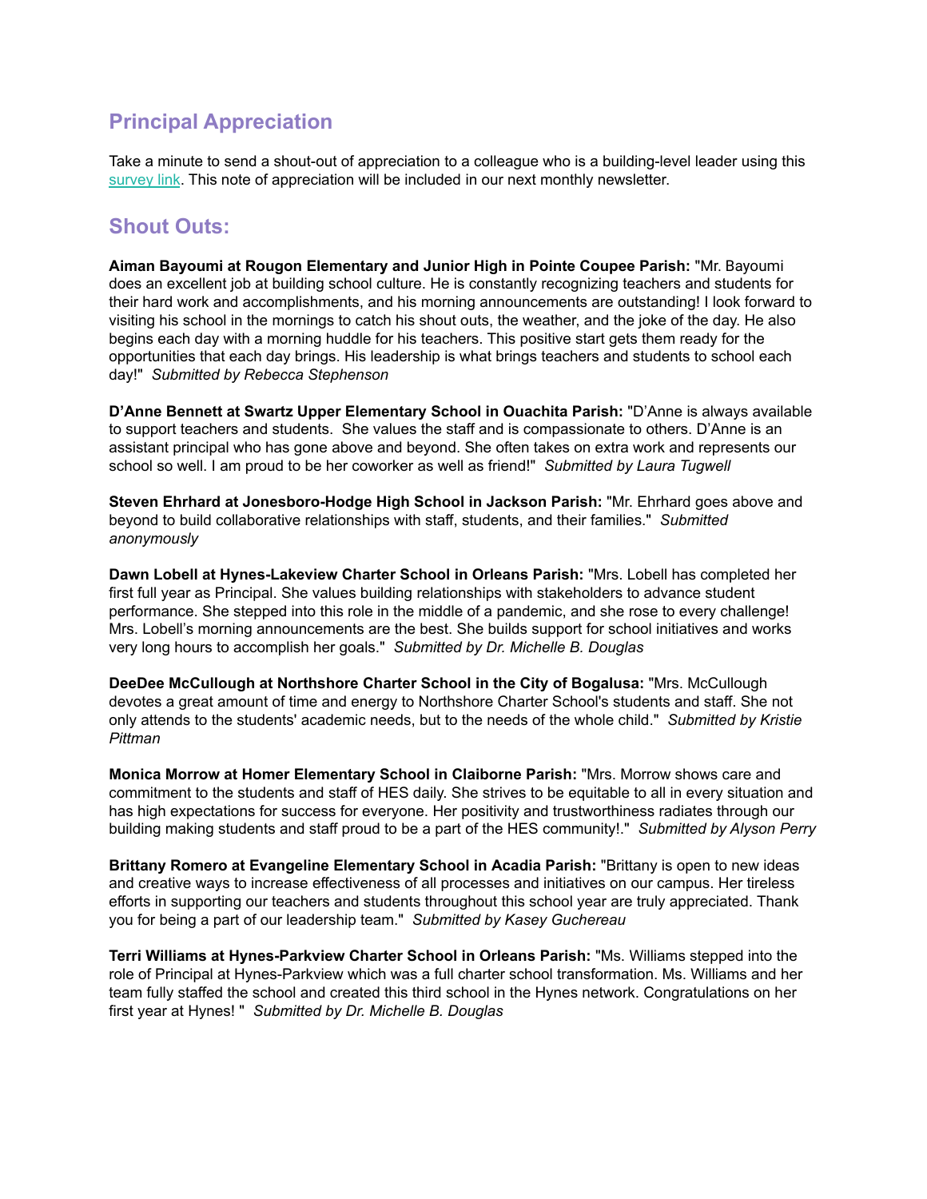## Principal Appreciation

Take a minute to send a shout-out of appreciation to a colleague who is a building-level leader using this survey link. This note of appreciation will be included in our next monthly newsletter.

## Shout Outs:

**Aiman Bayoumi at Rougon Elementary and Junior High in Pointe Coupee Parish:** "Mr. Bayoumi does an excellent job at building school culture. He is constantly recognizing teachers and students for their hard work and accomplishments, and his morning announcements are outstanding! I look forward to visiting his school in the mornings to catch his shout outs, the weather, and the joke of the day. He also begins each day with a morning huddle for his teachers. This positive start gets them ready for the opportunities that each day brings. His leadership is what brings teachers and students to school each day!" *Submitted by Rebecca Stephenson*

**D'Anne Bennett at Swartz Upper Elementary School in Ouachita Parish:** "D'Anne is always available to support teachers and students. She values the staff and is compassionate to others. D'Anne is an assistant principal who has gone above and beyond. She often takes on extra work and represents our school so well. I am proud to be her coworker as well as friend!" *Submitted by Laura Tugwell*

**Steven Ehrhard at Jonesboro-Hodge High School in Jackson Parish:** "Mr. Ehrhard goes above and beyond to build collaborative relationships with staff, students, and their families." *Submitted anonymously*

**Dawn Lobell at Hynes-Lakeview Charter School in Orleans Parish:** "Mrs. Lobell has completed her first full year as Principal. She values building relationships with stakeholders to advance student performance. She stepped into this role in the middle of a pandemic, and she rose to every challenge! Mrs. Lobell's morning announcements are the best. She builds support for school initiatives and works very long hours to accomplish her goals." *Submitted by Dr. Michelle B. Douglas*

**DeeDee McCullough at Northshore Charter School in the City of Bogalusa:** "Mrs. McCullough devotes a great amount of time and energy to Northshore Charter School's students and staff. She not only attends to the students' academic needs, but to the needs of the whole child." *Submitted by Kristie Pittman*

**Monica Morrow at Homer Elementary School in Claiborne Parish:** "Mrs. Morrow shows care and commitment to the students and staff of HES daily. She strives to be equitable to all in every situation and has high expectations for success for everyone. Her positivity and trustworthiness radiates through our building making students and staff proud to be a part of the HES community!." *Submitted by Alyson Perry*

**Brittany Romero at Evangeline Elementary School in Acadia Parish:** "Brittany is open to new ideas and creative ways to increase effectiveness of all processes and initiatives on our campus. Her tireless efforts in supporting our teachers and students throughout this school year are truly appreciated. Thank you for being a part of our leadership team." *Submitted by Kasey Guchereau*

**Terri Williams at Hynes-Parkview Charter School in Orleans Parish:** "Ms. Williams stepped into the role of Principal at Hynes-Parkview which was a full charter school transformation. Ms. Williams and her team fully staffed the school and created this third school in the Hynes network. Congratulations on her first year at Hynes! " *Submitted by Dr. Michelle B. Douglas*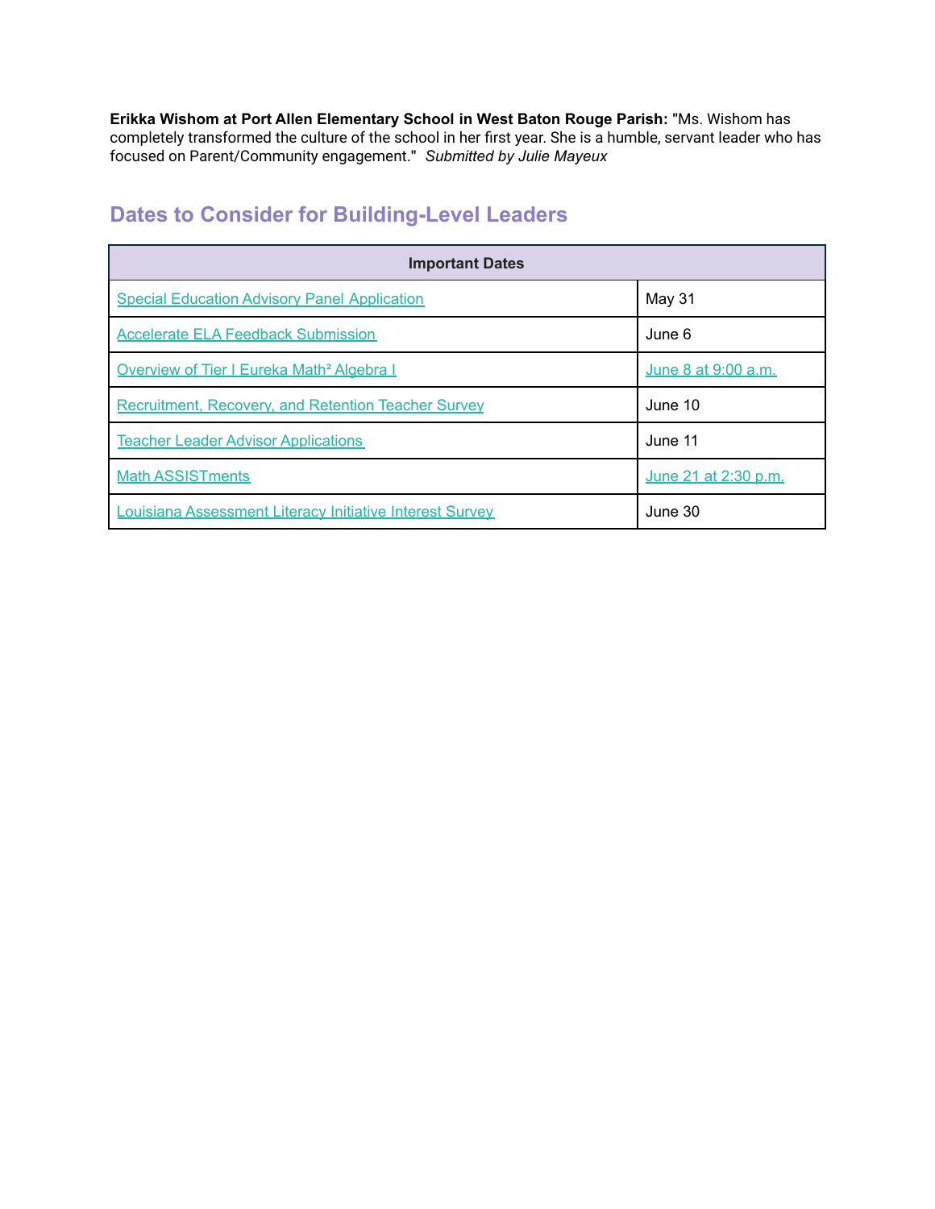**Erikka Wishom at Port Allen Elementary School in West Baton Rouge Parish:** "Ms. Wishom has completely transformed the culture of the school in her first year. She is a humble, servant leader who has focused on Parent/Community engagement." *Submitted by Julie Mayeux*

## Dates to Consider for Building-Level Leaders

| Important Dates | |
|---|---|
| Special Education Advisory Panel Application | May 31 |
| Accelerate ELA Feedback Submission | June 6 |
| Overview of Tier I Eureka Math² Algebra I | June 8 at 9:00 a.m. |
| Recruitment, Recovery, and Retention Teacher Survey | June 10 |
| Teacher Leader Advisor Applications | June 11 |
| Math ASSISTments | June 21 at 2:30 p.m. |
| Louisiana Assessment Literacy Initiative Interest Survey | June 30 |